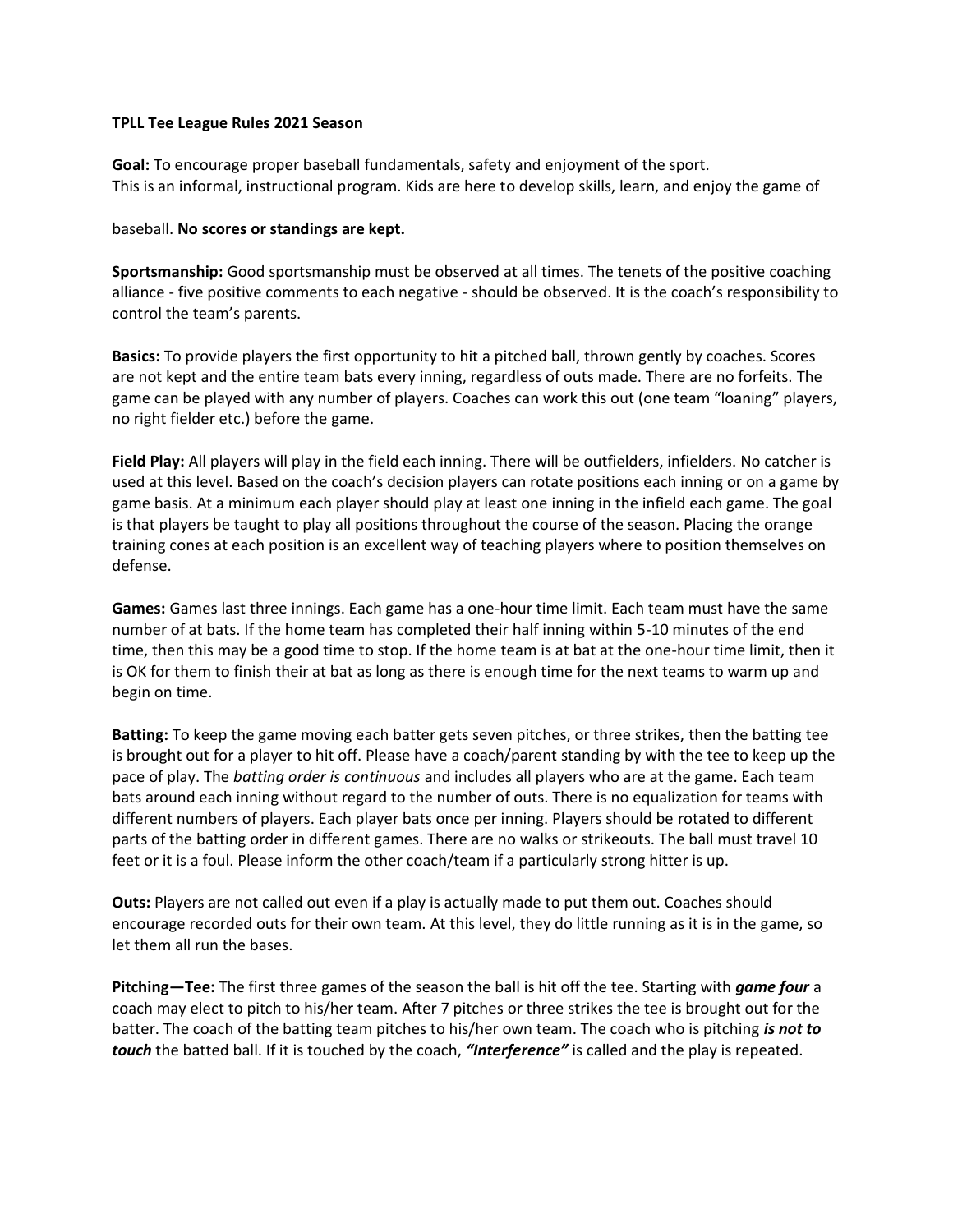**TPLL Tee League Rules 2021 Season**

**Goal:** To encourage proper baseball fundamentals, safety and enjoyment of the sport. This is an informal, instructional program. Kids are here to develop skills, learn, and enjoy the game of baseball. **No scores or standings are kept.**

**Sportsmanship:** Good sportsmanship must be observed at all times. The tenets of the positive coaching alliance - five positive comments to each negative - should be observed. It is the coach's responsibility to control the team's parents.

**Basics:** To provide players the first opportunity to hit a pitched ball, thrown gently by coaches. Scores are not kept and the entire team bats every inning, regardless of outs made. There are no forfeits. The game can be played with any number of players. Coaches can work this out (one team "loaning" players, no right fielder etc.) before the game.

**Field Play:** All players will play in the field each inning. There will be outfielders, infielders. No catcher is used at this level. Based on the coach's decision players can rotate positions each inning or on a game by game basis. At a minimum each player should play at least one inning in the infield each game. The goal is that players be taught to play all positions throughout the course of the season. Placing the orange training cones at each position is an excellent way of teaching players where to position themselves on defense.

**Games:** Games last three innings. Each game has a one-hour time limit. Each team must have the same number of at bats. If the home team has completed their half inning within 5-10 minutes of the end time, then this may be a good time to stop. If the home team is at bat at the one-hour time limit, then it is OK for them to finish their at bat as long as there is enough time for the next teams to warm up and begin on time.

**Batting:** To keep the game moving each batter gets seven pitches, or three strikes, then the batting tee is brought out for a player to hit off. Please have a coach/parent standing by with the tee to keep up the pace of play. The *batting order is continuous* and includes all players who are at the game. Each team bats around each inning without regard to the number of outs. There is no equalization for teams with different numbers of players. Each player bats once per inning. Players should be rotated to different parts of the batting order in different games. There are no walks or strikeouts. The ball must travel 10 feet or it is a foul. Please inform the other coach/team if a particularly strong hitter is up.

**Outs:** Players are not called out even if a play is actually made to put them out. Coaches should encourage recorded outs for their own team. At this level, they do little running as it is in the game, so let them all run the bases.

**Pitching—Tee:** The first three games of the season the ball is hit off the tee. Starting with ***game four*** a coach may elect to pitch to his/her team. After 7 pitches or three strikes the tee is brought out for the batter. The coach of the batting team pitches to his/her own team. The coach who is pitching ***is not to touch*** the batted ball. If it is touched by the coach, ***"Interference"*** is called and the play is repeated.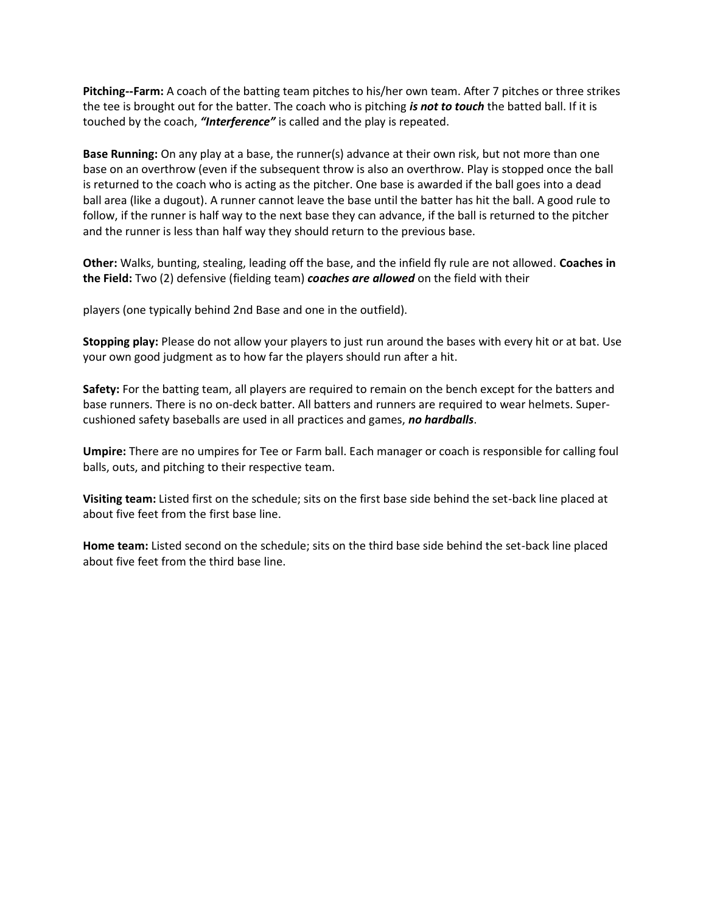**Pitching--Farm:** A coach of the batting team pitches to his/her own team. After 7 pitches or three strikes the tee is brought out for the batter. The coach who is pitching ***is not to touch*** the batted ball. If it is touched by the coach, ***"Interference"*** is called and the play is repeated.

**Base Running:** On any play at a base, the runner(s) advance at their own risk, but not more than one base on an overthrow (even if the subsequent throw is also an overthrow. Play is stopped once the ball is returned to the coach who is acting as the pitcher. One base is awarded if the ball goes into a dead ball area (like a dugout). A runner cannot leave the base until the batter has hit the ball. A good rule to follow, if the runner is half way to the next base they can advance, if the ball is returned to the pitcher and the runner is less than half way they should return to the previous base.

**Other:** Walks, bunting, stealing, leading off the base, and the infield fly rule are not allowed. **Coaches in the Field:** Two (2) defensive (fielding team) ***coaches are allowed*** on the field with their

players (one typically behind 2nd Base and one in the outfield).

**Stopping play:** Please do not allow your players to just run around the bases with every hit or at bat. Use your own good judgment as to how far the players should run after a hit.

**Safety:** For the batting team, all players are required to remain on the bench except for the batters and base runners. There is no on-deck batter. All batters and runners are required to wear helmets. Super-cushioned safety baseballs are used in all practices and games, ***no hardballs***.

**Umpire:** There are no umpires for Tee or Farm ball. Each manager or coach is responsible for calling foul balls, outs, and pitching to their respective team.

**Visiting team:** Listed first on the schedule; sits on the first base side behind the set-back line placed at about five feet from the first base line.

**Home team:** Listed second on the schedule; sits on the third base side behind the set-back line placed about five feet from the third base line.